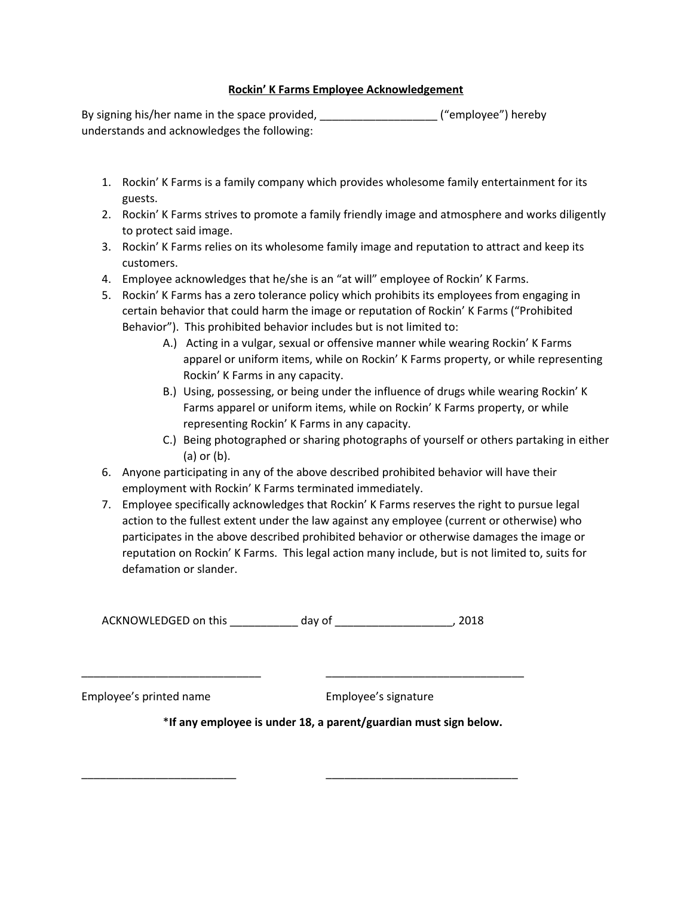**Rockin' K Farms Employee Acknowledgement**

By signing his/her name in the space provided, ___________________ ("employee") hereby understands and acknowledges the following:

1. Rockin' K Farms is a family company which provides wholesome family entertainment for its guests.
2. Rockin' K Farms strives to promote a family friendly image and atmosphere and works diligently to protect said image.
3. Rockin' K Farms relies on its wholesome family image and reputation to attract and keep its customers.
4. Employee acknowledges that he/she is an "at will" employee of Rockin' K Farms.
5. Rockin' K Farms has a zero tolerance policy which prohibits its employees from engaging in certain behavior that could harm the image or reputation of Rockin' K Farms ("Prohibited Behavior"). This prohibited behavior includes but is not limited to:
    - A.) Acting in a vulgar, sexual or offensive manner while wearing Rockin' K Farms apparel or uniform items, while on Rockin' K Farms property, or while representing Rockin' K Farms in any capacity.
    - B.) Using, possessing, or being under the influence of drugs while wearing Rockin' K Farms apparel or uniform items, while on Rockin' K Farms property, or while representing Rockin' K Farms in any capacity.
    - C.) Being photographed or sharing photographs of yourself or others partaking in either (a) or (b).
6. Anyone participating in any of the above described prohibited behavior will have their employment with Rockin' K Farms terminated immediately.
7. Employee specifically acknowledges that Rockin' K Farms reserves the right to pursue legal action to the fullest extent under the law against any employee (current or otherwise) who participates in the above described prohibited behavior or otherwise damages the image or reputation on Rockin' K Farms. This legal action many include, but is not limited to, suits for defamation or slander.

ACKNOWLEDGED on this ___________ day of ___________________, 2018

_____________________________ &nbsp;&nbsp;&nbsp;&nbsp; ________________________________

Employee's printed name &nbsp;&nbsp;&nbsp;&nbsp; Employee's signature

***If any employee is under 18, a parent/guardian must sign below.**

_________________________ &nbsp;&nbsp;&nbsp;&nbsp; _______________________________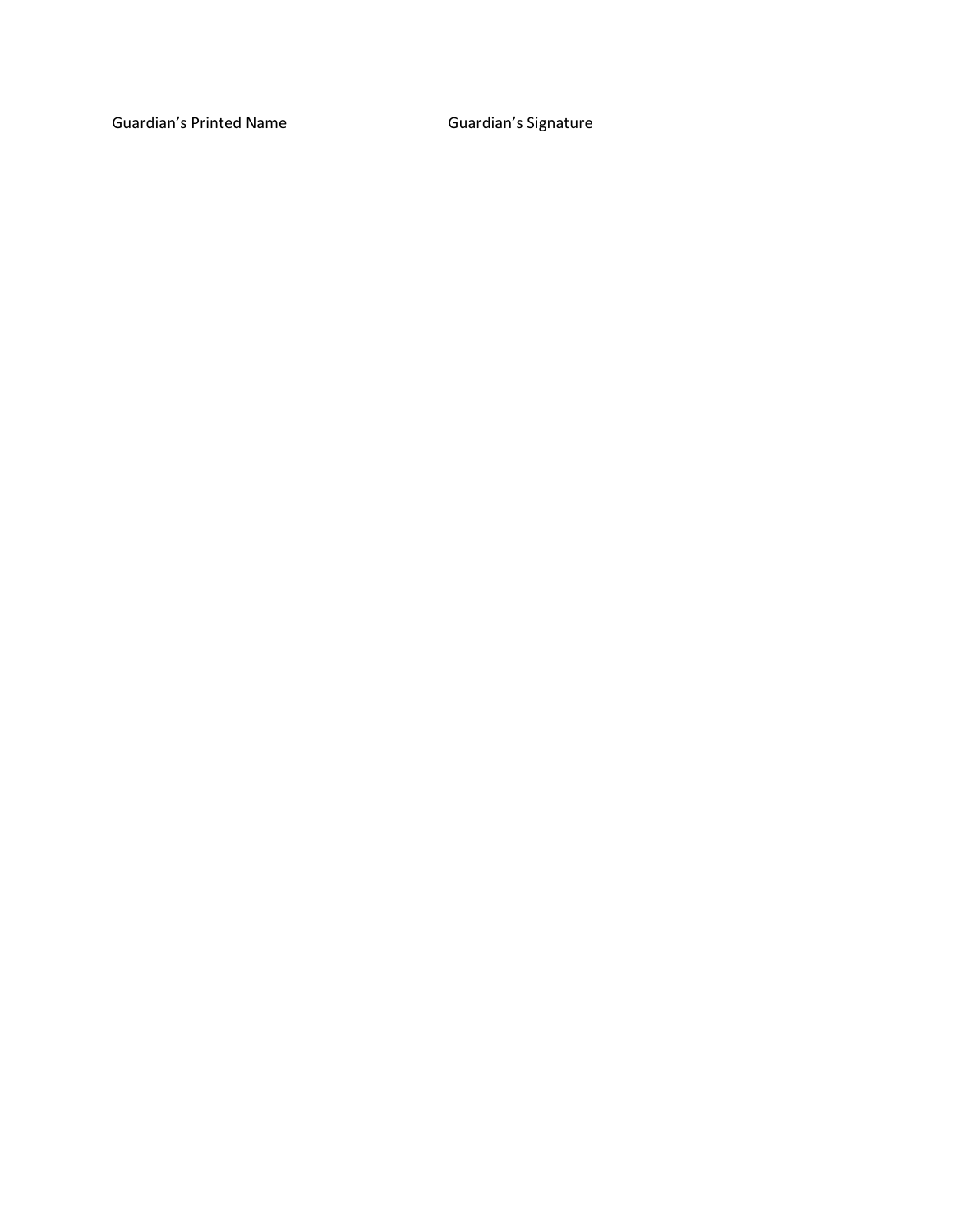Guardian's Printed Name　　　　　　　　Guardian's Signature